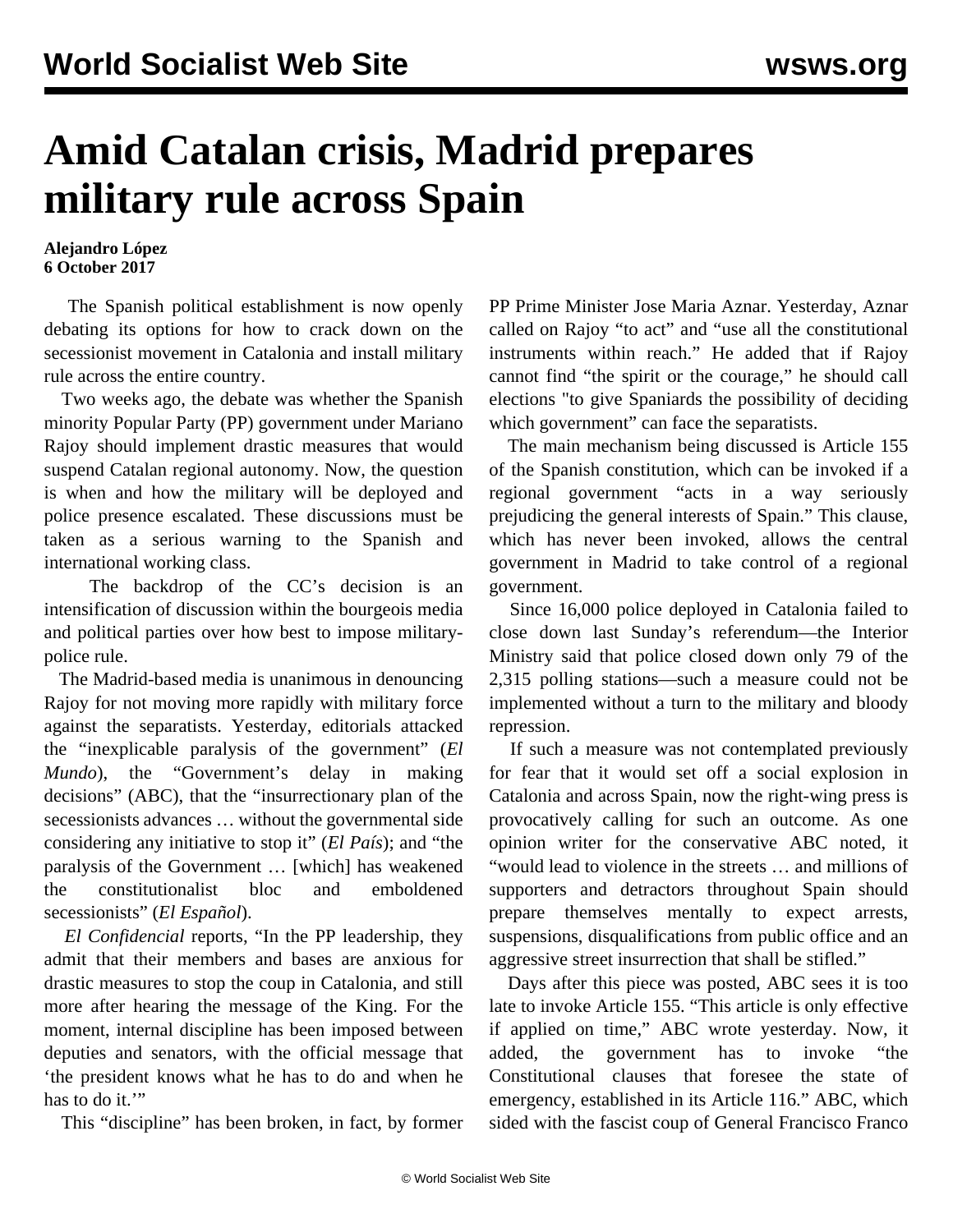# Amid Catalan crisis, Madrid prepares military rule across Spain

**Alejandro López**
**6 October 2017**

The Spanish political establishment is now openly debating its options for how to crack down on the secessionist movement in Catalonia and install military rule across the entire country.

Two weeks ago, the debate was whether the Spanish minority Popular Party (PP) government under Mariano Rajoy should implement drastic measures that would suspend Catalan regional autonomy. Now, the question is when and how the military will be deployed and police presence escalated. These discussions must be taken as a serious warning to the Spanish and international working class.

The backdrop of the CC's decision is an intensification of discussion within the bourgeois media and political parties over how best to impose military-police rule.

The Madrid-based media is unanimous in denouncing Rajoy for not moving more rapidly with military force against the separatists. Yesterday, editorials attacked the "inexplicable paralysis of the government" (*El Mundo*), the "Government's delay in making decisions" (ABC), that the "insurrectionary plan of the secessionists advances … without the governmental side considering any initiative to stop it" (*El País*); and "the paralysis of the Government … [which] has weakened the constitutionalist bloc and emboldened secessionists" (*El Español*).

*El Confidencial* reports, "In the PP leadership, they admit that their members and bases are anxious for drastic measures to stop the coup in Catalonia, and still more after hearing the message of the King. For the moment, internal discipline has been imposed between deputies and senators, with the official message that 'the president knows what he has to do and when he has to do it.'"

This "discipline" has been broken, in fact, by former PP Prime Minister Jose Maria Aznar. Yesterday, Aznar called on Rajoy "to act" and "use all the constitutional instruments within reach." He added that if Rajoy cannot find "the spirit or the courage," he should call elections "to give Spaniards the possibility of deciding which government" can face the separatists.

The main mechanism being discussed is Article 155 of the Spanish constitution, which can be invoked if a regional government "acts in a way seriously prejudicing the general interests of Spain." This clause, which has never been invoked, allows the central government in Madrid to take control of a regional government.

Since 16,000 police deployed in Catalonia failed to close down last Sunday's referendum—the Interior Ministry said that police closed down only 79 of the 2,315 polling stations—such a measure could not be implemented without a turn to the military and bloody repression.

If such a measure was not contemplated previously for fear that it would set off a social explosion in Catalonia and across Spain, now the right-wing press is provocatively calling for such an outcome. As one opinion writer for the conservative ABC noted, it "would lead to violence in the streets … and millions of supporters and detractors throughout Spain should prepare themselves mentally to expect arrests, suspensions, disqualifications from public office and an aggressive street insurrection that shall be stifled."

Days after this piece was posted, ABC sees it is too late to invoke Article 155. "This article is only effective if applied on time," ABC wrote yesterday. Now, it added, the government has to invoke "the Constitutional clauses that foresee the state of emergency, established in its Article 116." ABC, which sided with the fascist coup of General Francisco Franco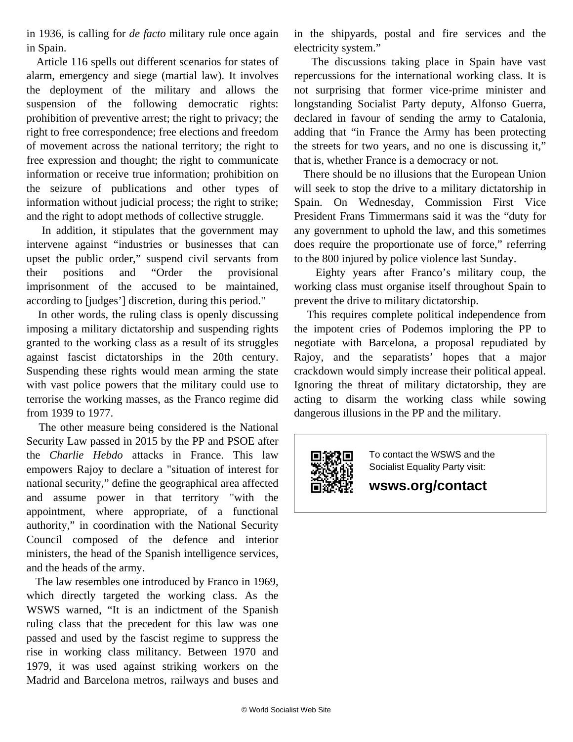in 1936, is calling for *de facto* military rule once again in Spain.

Article 116 spells out different scenarios for states of alarm, emergency and siege (martial law). It involves the deployment of the military and allows the suspension of the following democratic rights: prohibition of preventive arrest; the right to privacy; the right to free correspondence; free elections and freedom of movement across the national territory; the right to free expression and thought; the right to communicate information or receive true information; prohibition on the seizure of publications and other types of information without judicial process; the right to strike; and the right to adopt methods of collective struggle.

In addition, it stipulates that the government may intervene against "industries or businesses that can upset the public order," suspend civil servants from their positions and "Order the provisional imprisonment of the accused to be maintained, according to [judges'] discretion, during this period."

In other words, the ruling class is openly discussing imposing a military dictatorship and suspending rights granted to the working class as a result of its struggles against fascist dictatorships in the 20th century. Suspending these rights would mean arming the state with vast police powers that the military could use to terrorise the working masses, as the Franco regime did from 1939 to 1977.

The other measure being considered is the National Security Law passed in 2015 by the PP and PSOE after the *Charlie Hebdo* attacks in France. This law empowers Rajoy to declare a "situation of interest for national security," define the geographical area affected and assume power in that territory "with the appointment, where appropriate, of a functional authority," in coordination with the National Security Council composed of the defence and interior ministers, the head of the Spanish intelligence services, and the heads of the army.

The law resembles one introduced by Franco in 1969, which directly targeted the working class. As the WSWS warned, "It is an indictment of the Spanish ruling class that the precedent for this law was one passed and used by the fascist regime to suppress the rise in working class militancy. Between 1970 and 1979, it was used against striking workers on the Madrid and Barcelona metros, railways and buses and in the shipyards, postal and fire services and the electricity system."

The discussions taking place in Spain have vast repercussions for the international working class. It is not surprising that former vice-prime minister and longstanding Socialist Party deputy, Alfonso Guerra, declared in favour of sending the army to Catalonia, adding that "in France the Army has been protecting the streets for two years, and no one is discussing it," that is, whether France is a democracy or not.

There should be no illusions that the European Union will seek to stop the drive to a military dictatorship in Spain. On Wednesday, Commission First Vice President Frans Timmermans said it was the "duty for any government to uphold the law, and this sometimes does require the proportionate use of force," referring to the 800 injured by police violence last Sunday.

Eighty years after Franco's military coup, the working class must organise itself throughout Spain to prevent the drive to military dictatorship.

This requires complete political independence from the impotent cries of Podemos imploring the PP to negotiate with Barcelona, a proposal repudiated by Rajoy, and the separatists' hopes that a major crackdown would simply increase their political appeal. Ignoring the threat of military dictatorship, they are acting to disarm the working class while sowing dangerous illusions in the PP and the military.

To contact the WSWS and the Socialist Equality Party visit:

**wsws.org/contact**